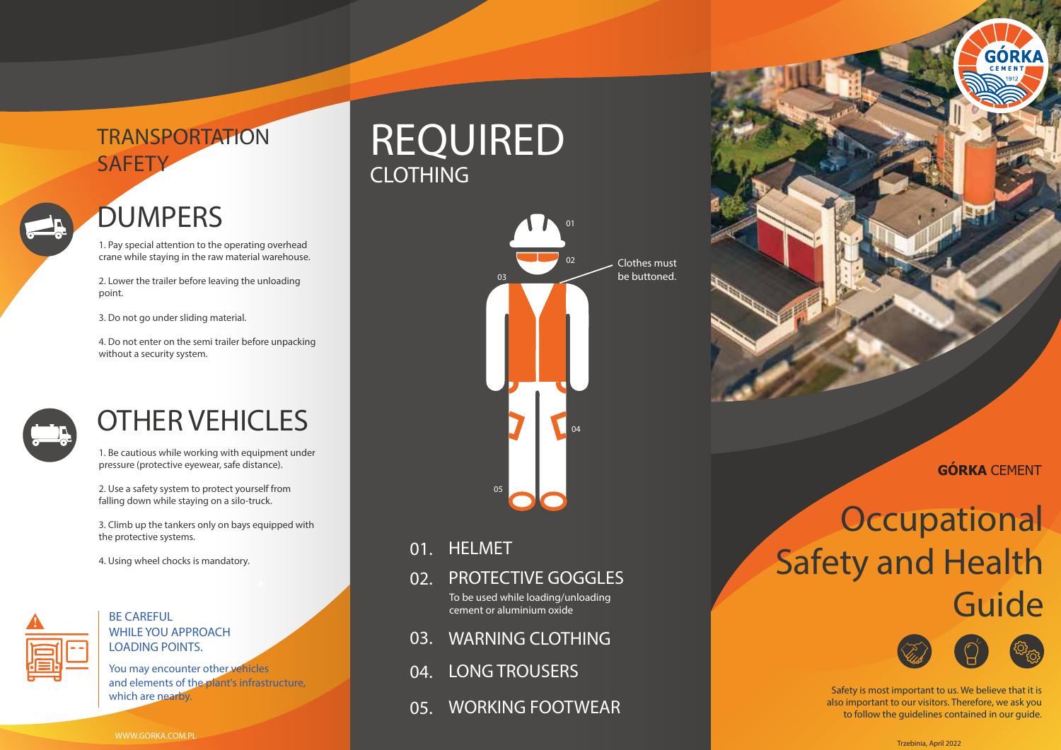# TRANSPORTATION SAFETY

## DUMPERS

1. Pay special attention to the operating overhead crane while staying in the raw material warehouse.

2. Lower the trailer before leaving the unloading point.

3. Do not go under sliding material.

4. Do not enter on the semi trailer before unpacking without a security system.

## OTHER VEHICLES

1. Be cautious while working with equipment under pressure (protective eyewear, safe distance).

2. Use a safety system to protect yourself from falling down while staying on a silo-truck.

3. Climb up the tankers only on bays equipped with the protective systems.

4. Using wheel chocks is mandatory.

**BE CAREFUL WHILE YOU APPROACH LOADING POINTS.**

You may encounter other vehicles and elements of the plant's infrastructure, which are nearby.

WWW.GORKA.COM.PL

# REQUIRED CLOTHING

Clothes must be buttoned.

01. HELMET

02. PROTECTIVE GOGGLES
    To be used while loading/unloading cement or aluminium oxide

03. WARNING CLOTHING

04. LONG TROUSERS

05. WORKING FOOTWEAR

**GÓRKA** CEMENT

# Occupational Safety and Health Guide

Safety is most important to us. We believe that it is also important to our visitors. Therefore, we ask you to follow the guidelines contained in our guide.

Trzebinia, April 2022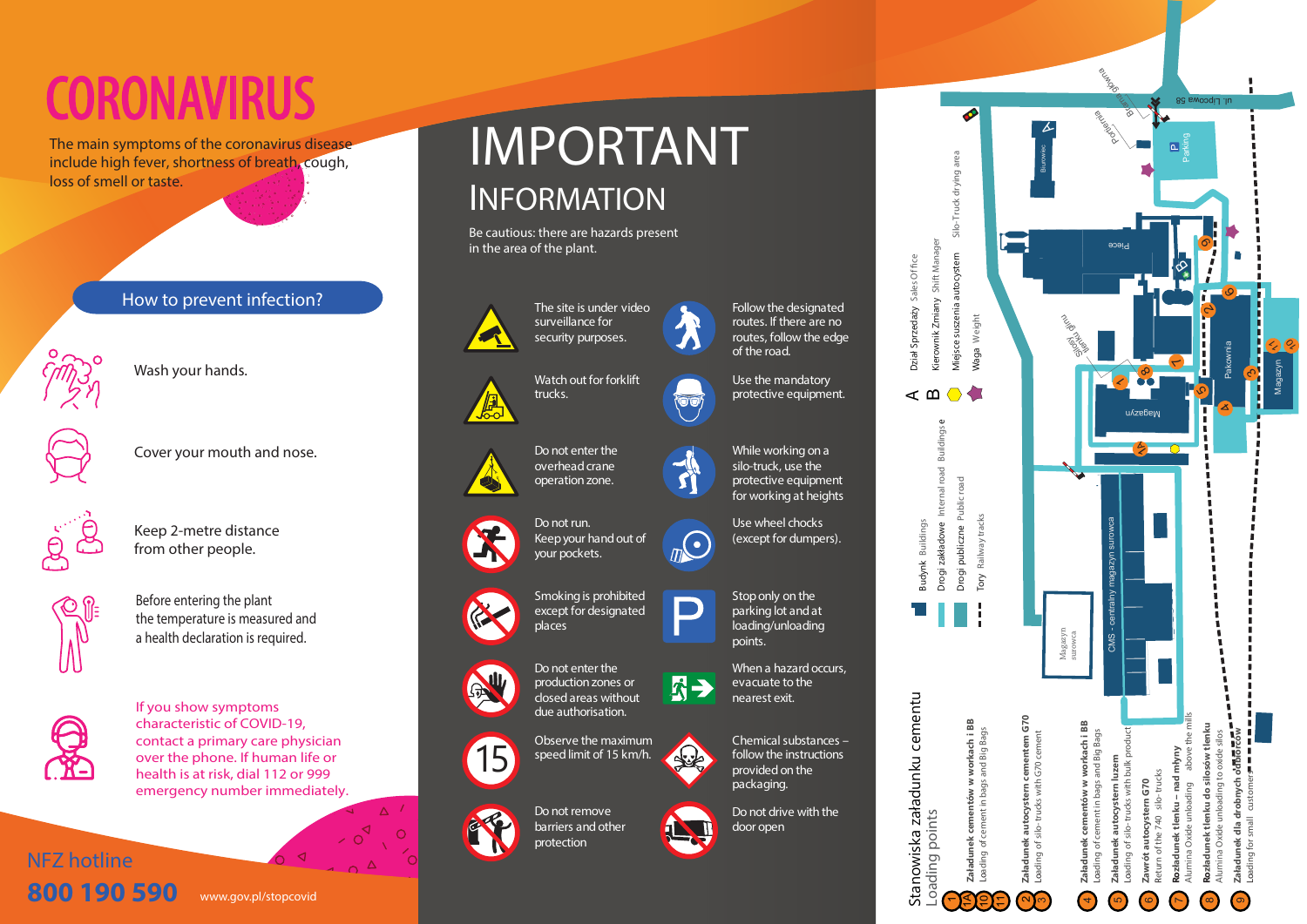# CORONAVIRUS

The main symptoms of the coronavirus disease include high fever, shortness of breath, cough, loss of smell or taste.

## How to prevent infection?

- Wash your hands.
- Cover your mouth and nose.
- Keep 2-metre distance from other people.
- Before entering the plant the temperature is measured and a health declaration is required.

If you show symptoms characteristic of COVID-19, contact a primary care physician over the phone. If human life or health is at risk, dial 112 or 999 emergency number immediately.

NFZ hotline

**800 190 590**

www.gov.pl/stopcovid

# IMPORTANT INFORMATION

Be cautious: there are hazards present in the area of the plant.

- The site is under video surveillance for security purposes.
- Watch out for forklift trucks.
- Do not enter the overhead crane operation zone.
- Do not run. Keep your hand out of your pockets.
- Smoking is prohibited except for designated places
- Do not enter the production zones or closed areas without due authorisation.
- Observe the maximum speed limit of 15 km/h.
- Do not remove barriers and other protection
- Follow the designated routes. If there are no routes, follow the edge of the road.
- Use the mandatory protective equipment.
- While working on a silo-truck, use the protective equipment for working at heights
- Use wheel chocks (except for dumpers).
- Stop only on the parking lot and at loading/unloading points.
- When a hazard occurs, evacuate to the nearest exit.
- Chemical substances – follow the instructions provided on the packaging.
- Do not drive with the door open

## Stanowiska załadunku cementu / Loading points

- 1, 1A, 10, 11 — **Załadunek cementów w workach i BB** — Loading of cement in bags and Big Bags
- 2, 3 — **Załadunek autocystern cementem G70** — Loading of silo-trucks with G70 cement
- 4 — **Załadunek cementów w workach i BB** — Loading of cement in bags and Big Bags
- 5 — **Załadunek autocystern luzem** — Loading of silo-trucks with bulk product
- 6 — **Zawrót autocystern G70** — Return of the 740 silo-trucks
- 7 — **Rozładunek tlenku – nad młyny** — Alumina Oxide unloading above the mills
- 8 — **Rozładunek tlenku do silosów tlenku** — Alumina Oxide unloading to oxide silos
- 9 — **Załadunek dla drobnych odbiorców** — Loading for small customers

Legend:

- Budynk — Buildings
- Drogi zakładowe — Internal road
- Drogi publiczne — Public road
- Tory — Railway tracks
- A — Dział Sprzedaży — Sales Office
- B — Kierownik Zmiany — Shift Manager
- Miejsce suszenia autocystern — Silo-Truck drying area
- Waga — Weight

Map labels: ul. Lipcowa 58, Brama główna, Portiernia, Parking, Biurowiec, Piece, Silosy klinkru, Magazyn, Pakownia, Magazyn surowca, CMS - centralny magazyn surowca, Buildings e